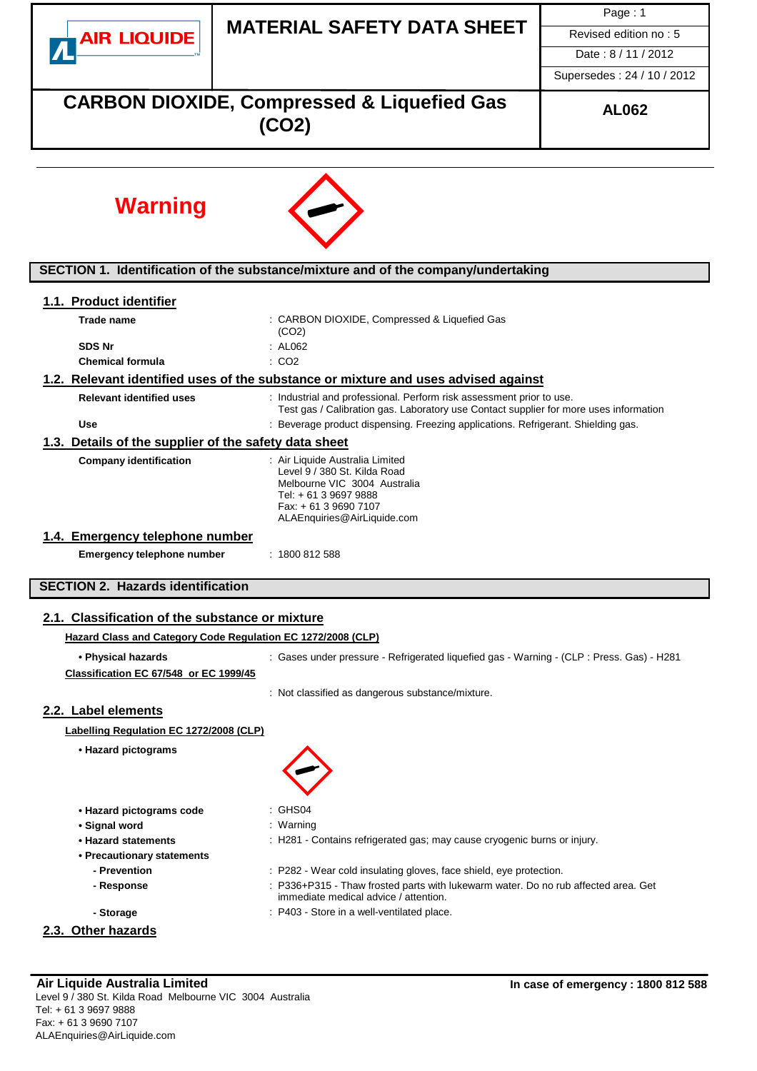# MATERIAL SAFETY DATA SHEET

| | |
|---|---|
| Revised edition no : 5 | |
| Date : 8 / 11 / 2012 | |
| Supersedes : 24 / 10 / 2012 | |

## CARBON DIOXIDE, Compressed & Liquefied Gas ($CO_2$)

**AL062**

**Warning**

## SECTION 1. Identification of the substance/mixture and of the company/undertaking

### 1.1. Product identifier

**Trade name** : CARBON DIOXIDE, Compressed & Liquefied Gas ($CO_2$)

**SDS Nr** : AL062

**Chemical formula** : $CO_2$

### 1.2. Relevant identified uses of the substance or mixture and uses advised against

**Relevant identified uses** : Industrial and professional. Perform risk assessment prior to use. Test gas / Calibration gas. Laboratory use Contact supplier for more uses information

**Use** : Beverage product dispensing. Freezing applications. Refrigerant. Shielding gas.

### 1.3. Details of the supplier of the safety data sheet

**Company identification** : Air Liquide Australia Limited
Level 9 / 380 St. Kilda Road
Melbourne VIC 3004 Australia
Tel: + 61 3 9697 9888
Fax: + 61 3 9690 7107
ALAEnquiries@AirLiquide.com

### 1.4. Emergency telephone number

**Emergency telephone number** : 1800 812 588

## SECTION 2. Hazards identification

### 2.1. Classification of the substance or mixture

**Hazard Class and Category Code Regulation EC 1272/2008 (CLP)**

**• Physical hazards** : Gases under pressure - Refrigerated liquefied gas - Warning - (CLP : Press. Gas) - H281

**Classification EC 67/548 or EC 1999/45**

: Not classified as dangerous substance/mixture.

### 2.2. Label elements

**Labelling Regulation EC 1272/2008 (CLP)**

**• Hazard pictograms**

**• Hazard pictograms code** : GHS04

**• Signal word** : Warning

**• Hazard statements** : H281 - Contains refrigerated gas; may cause cryogenic burns or injury.

**• Precautionary statements**

- **Prevention** : P282 - Wear cold insulating gloves, face shield, eye protection.
- **Response** : P336+P315 - Thaw frosted parts with lukewarm water. Do no rub affected area. Get immediate medical advice / attention.
- **Storage** : P403 - Store in a well-ventilated place.

### 2.3. Other hazards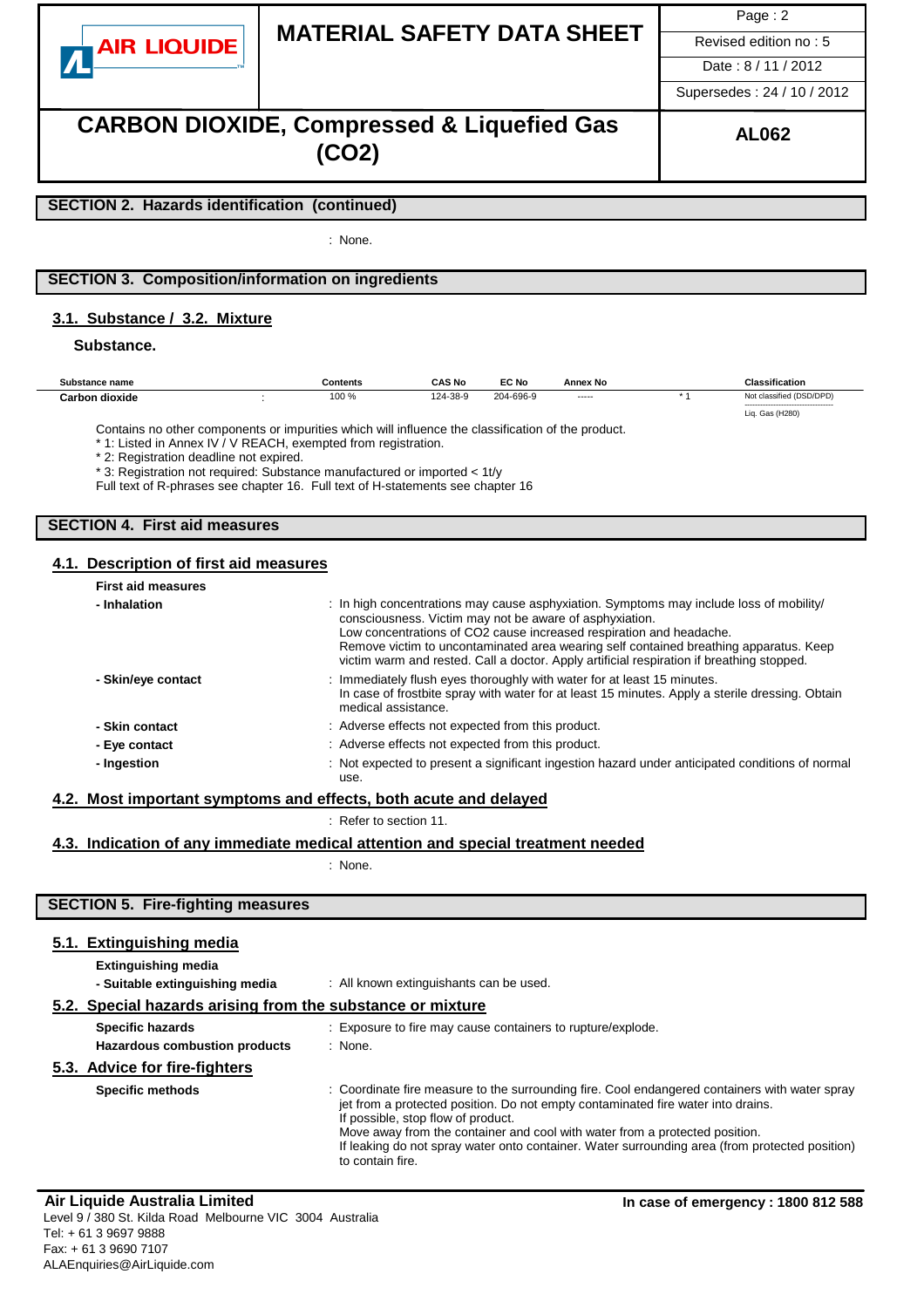## SECTION 2. Hazards identification (continued)

: None.

## SECTION 3. Composition/information on ingredients

### 3.1. Substance / 3.2. Mixture

**Substance.**

| Substance name | | Contents | CAS No | EC No | Annex No | | Classification |
|---|---|---|---|---|---|---|---|
| **Carbon dioxide** | : | 100 % | 124-38-9 | 204-696-9 | ----- | * 1 | Not classified (DSD/DPD) / Liq. Gas (H280) |

Contains no other components or impurities which will influence the classification of the product.
* 1: Listed in Annex IV / V REACH, exempted from registration.
* 2: Registration deadline not expired.
* 3: Registration not required: Substance manufactured or imported < 1t/y
Full text of R-phrases see chapter 16. Full text of H-statements see chapter 16

## SECTION 4. First aid measures

### 4.1. Description of first aid measures

**First aid measures**

**- Inhalation** : In high concentrations may cause asphyxiation. Symptoms may include loss of mobility/ consciousness. Victim may not be aware of asphyxiation.
Low concentrations of $CO_2$ cause increased respiration and headache.
Remove victim to uncontaminated area wearing self contained breathing apparatus. Keep victim warm and rested. Call a doctor. Apply artificial respiration if breathing stopped.

**- Skin/eye contact** : Immediately flush eyes thoroughly with water for at least 15 minutes.
In case of frostbite spray with water for at least 15 minutes. Apply a sterile dressing. Obtain medical assistance.

**- Skin contact** : Adverse effects not expected from this product.

**- Eye contact** : Adverse effects not expected from this product.

**- Ingestion** : Not expected to present a significant ingestion hazard under anticipated conditions of normal use.

### 4.2. Most important symptoms and effects, both acute and delayed

: Refer to section 11.

### 4.3. Indication of any immediate medical attention and special treatment needed

: None.

## SECTION 5. Fire-fighting measures

### 5.1. Extinguishing media

**Extinguishing media**

**- Suitable extinguishing media** : All known extinguishants can be used.

### 5.2. Special hazards arising from the substance or mixture

**Specific hazards** : Exposure to fire may cause containers to rupture/explode.

**Hazardous combustion products** : None.

### 5.3. Advice for fire-fighters

**Specific methods** : Coordinate fire measure to the surrounding fire. Cool endangered containers with water spray jet from a protected position. Do not empty contaminated fire water into drains.
If possible, stop flow of product.
Move away from the container and cool with water from a protected position.
If leaking do not spray water onto container. Water surrounding area (from protected position) to contain fire.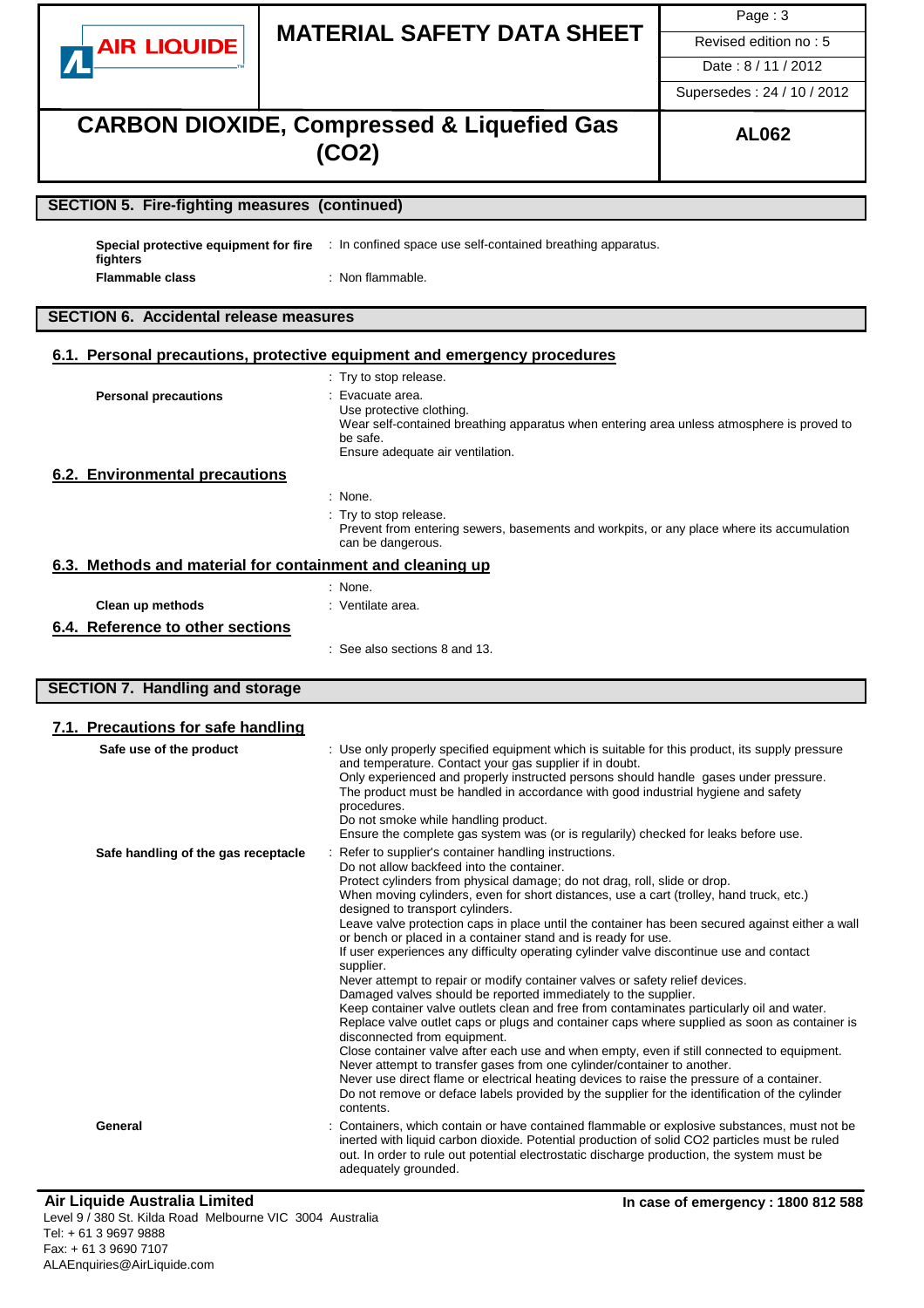## SECTION 5. Fire-fighting measures (continued)

**Special protective equipment for fire fighters** : In confined space use self-contained breathing apparatus.

**Flammable class** : Non flammable.

## SECTION 6. Accidental release measures

### 6.1. Personal precautions, protective equipment and emergency procedures

: Try to stop release.

**Personal precautions** : Evacuate area.
Use protective clothing.
Wear self-contained breathing apparatus when entering area unless atmosphere is proved to be safe.
Ensure adequate air ventilation.

### 6.2. Environmental precautions

: None.

: Try to stop release.
Prevent from entering sewers, basements and workpits, or any place where its accumulation can be dangerous.

### 6.3. Methods and material for containment and cleaning up

: None.

**Clean up methods** : Ventilate area.

### 6.4. Reference to other sections

: See also sections 8 and 13.

## SECTION 7. Handling and storage

### 7.1. Precautions for safe handling

**Safe use of the product** : Use only properly specified equipment which is suitable for this product, its supply pressure and temperature. Contact your gas supplier if in doubt.
Only experienced and properly instructed persons should handle gases under pressure.
The product must be handled in accordance with good industrial hygiene and safety procedures.
Do not smoke while handling product.
Ensure the complete gas system was (or is regularily) checked for leaks before use.

**Safe handling of the gas receptacle** : Refer to supplier's container handling instructions.
Do not allow backfeed into the container.
Protect cylinders from physical damage; do not drag, roll, slide or drop.
When moving cylinders, even for short distances, use a cart (trolley, hand truck, etc.) designed to transport cylinders.
Leave valve protection caps in place until the container has been secured against either a wall or bench or placed in a container stand and is ready for use.
If user experiences any difficulty operating cylinder valve discontinue use and contact supplier.
Never attempt to repair or modify container valves or safety relief devices.
Damaged valves should be reported immediately to the supplier.
Keep container valve outlets clean and free from contaminates particularly oil and water.
Replace valve outlet caps or plugs and container caps where supplied as soon as container is disconnected from equipment.
Close container valve after each use and when empty, even if still connected to equipment.
Never attempt to transfer gases from one cylinder/container to another.
Never use direct flame or electrical heating devices to raise the pressure of a container.
Do not remove or deface labels provided by the supplier for the identification of the cylinder contents.

**General** : Containers, which contain or have contained flammable or explosive substances, must not be inerted with liquid carbon dioxide. Potential production of solid $CO_2$ particles must be ruled out. In order to rule out potential electrostatic discharge production, the system must be adequately grounded.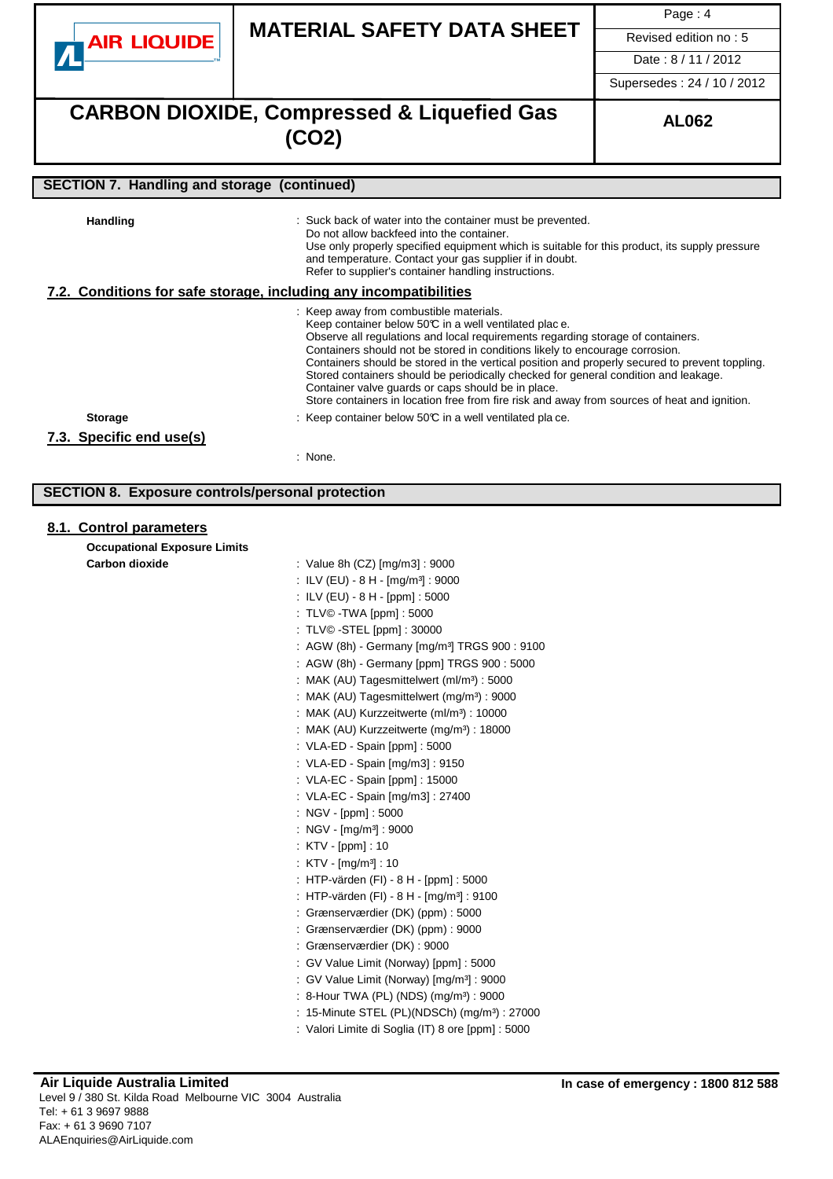## SECTION 7. Handling and storage (continued)

**Handling** : Suck back of water into the container must be prevented.
Do not allow backfeed into the container.
Use only properly specified equipment which is suitable for this product, its supply pressure and temperature. Contact your gas supplier if in doubt.
Refer to supplier's container handling instructions.

### 7.2. Conditions for safe storage, including any incompatibilities

: Keep away from combustible materials.
Keep container below 50℃ in a well ventilated plac e.
Observe all regulations and local requirements regarding storage of containers.
Containers should not be stored in conditions likely to encourage corrosion.
Containers should be stored in the vertical position and properly secured to prevent toppling.
Stored containers should be periodically checked for general condition and leakage.
Container valve guards or caps should be in place.
Store containers in location free from fire risk and away from sources of heat and ignition.

**Storage** : Keep container below 50℃ in a well ventilated pla ce.

### 7.3. Specific end use(s)

: None.

## SECTION 8. Exposure controls/personal protection

### 8.1. Control parameters

**Occupational Exposure Limits**

**Carbon dioxide**

: Value 8h (CZ) [mg/m3] : 9000
: ILV (EU) - 8 H - [mg/m³] : 9000
: ILV (EU) - 8 H - [ppm] : 5000
: TLV© -TWA [ppm] : 5000
: TLV© -STEL [ppm] : 30000
: AGW (8h) - Germany [mg/m³] TRGS 900 : 9100
: AGW (8h) - Germany [ppm] TRGS 900 : 5000
: MAK (AU) Tagesmittelwert (ml/m³) : 5000
: MAK (AU) Tagesmittelwert (mg/m³) : 9000
: MAK (AU) Kurzzeitwerte (ml/m³) : 10000
: MAK (AU) Kurzzeitwerte (mg/m³) : 18000
: VLA-ED - Spain [ppm] : 5000
: VLA-ED - Spain [mg/m3] : 9150
: VLA-EC - Spain [ppm] : 15000
: VLA-EC - Spain [mg/m3] : 27400
: NGV - [ppm] : 5000
: NGV - [mg/m³] : 9000
: KTV - [ppm] : 10
: KTV - [mg/m³] : 10
: HTP-värden (FI) - 8 H - [ppm] : 5000
: HTP-värden (FI) - 8 H - [mg/m³] : 9100
: Grænserværdier (DK) (ppm) : 5000
: Grænserværdier (DK) (ppm) : 9000
: Grænserværdier (DK) : 9000
: GV Value Limit (Norway) [ppm] : 5000
: GV Value Limit (Norway) [mg/m³] : 9000
: 8-Hour TWA (PL) (NDS) (mg/m³) : 9000
: 15-Minute STEL (PL)(NDSCh) (mg/m³) : 27000
: Valori Limite di Soglia (IT) 8 ore [ppm] : 5000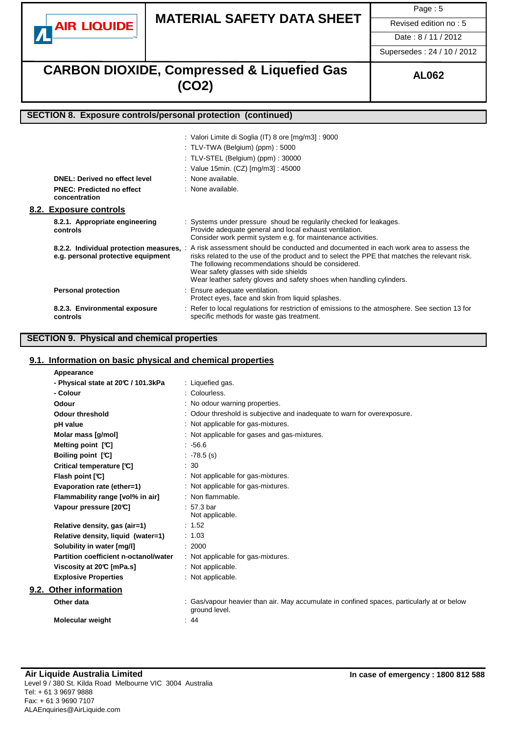## SECTION 8. Exposure controls/personal protection (continued)

| | |
|---|---|
| | : Valori Limite di Soglia (IT) 8 ore [mg/m3] : 9000 |
| | : TLV-TWA (Belgium) (ppm) : 5000 |
| | : TLV-STEL (Belgium) (ppm) : 30000 |
| | : Value 15min. (CZ) [mg/m3] : 45000 |
| **DNEL: Derived no effect level** | : None available. |
| **PNEC: Predicted no effect concentration** | : None available. |

### 8.2. Exposure controls

| | |
|---|---|
| **8.2.1. Appropriate engineering controls** | : Systems under pressure shoud be regularily checked for leakages. Provide adequate general and local exhaust ventilation. Consider work permit system e.g. for maintenance activities. |
| **8.2.2. Individual protection measures, e.g. personal protective equipment** | : A risk assessment should be conducted and documented in each work area to assess the risks related to the use of the product and to select the PPE that matches the relevant risk. The following recommendations should be considered. Wear safety glasses with side shields Wear leather safety gloves and safety shoes when handling cylinders. |
| **Personal protection** | : Ensure adequate ventilation. Protect eyes, face and skin from liquid splashes. |
| **8.2.3. Environmental exposure controls** | : Refer to local regulations for restriction of emissions to the atmosphere. See section 13 for specific methods for waste gas treatment. |

## SECTION 9. Physical and chemical properties

### 9.1. Information on basic physical and chemical properties

| | |
|---|---|
| **Appearance** | |
| **- Physical state at 20℃ / 101.3kPa** | : Liquefied gas. |
| **- Colour** | : Colourless. |
| **Odour** | : No odour warning properties. |
| **Odour threshold** | : Odour threshold is subjective and inadequate to warn for overexposure. |
| **pH value** | : Not applicable for gas-mixtures. |
| **Molar mass [g/mol]** | : Not applicable for gases and gas-mixtures. |
| **Melting point [℃]** | : -56.6 |
| **Boiling point [℃]** | : -78.5 (s) |
| **Critical temperature [℃]** | : 30 |
| **Flash point [℃]** | : Not applicable for gas-mixtures. |
| **Evaporation rate (ether=1)** | : Not applicable for gas-mixtures. |
| **Flammability range [vol% in air]** | : Non flammable. |
| **Vapour pressure [20℃]** | : 57.3 bar Not applicable. |
| **Relative density, gas (air=1)** | : 1.52 |
| **Relative density, liquid (water=1)** | : 1.03 |
| **Solubility in water [mg/l]** | : 2000 |
| **Partition coefficient n-octanol/water** | : Not applicable for gas-mixtures. |
| **Viscosity at 20℃ [mPa.s]** | : Not applicable. |
| **Explosive Properties** | : Not applicable. |

### 9.2. Other information

| | |
|---|---|
| **Other data** | : Gas/vapour heavier than air. May accumulate in confined spaces, particularly at or below ground level. |
| **Molecular weight** | : 44 |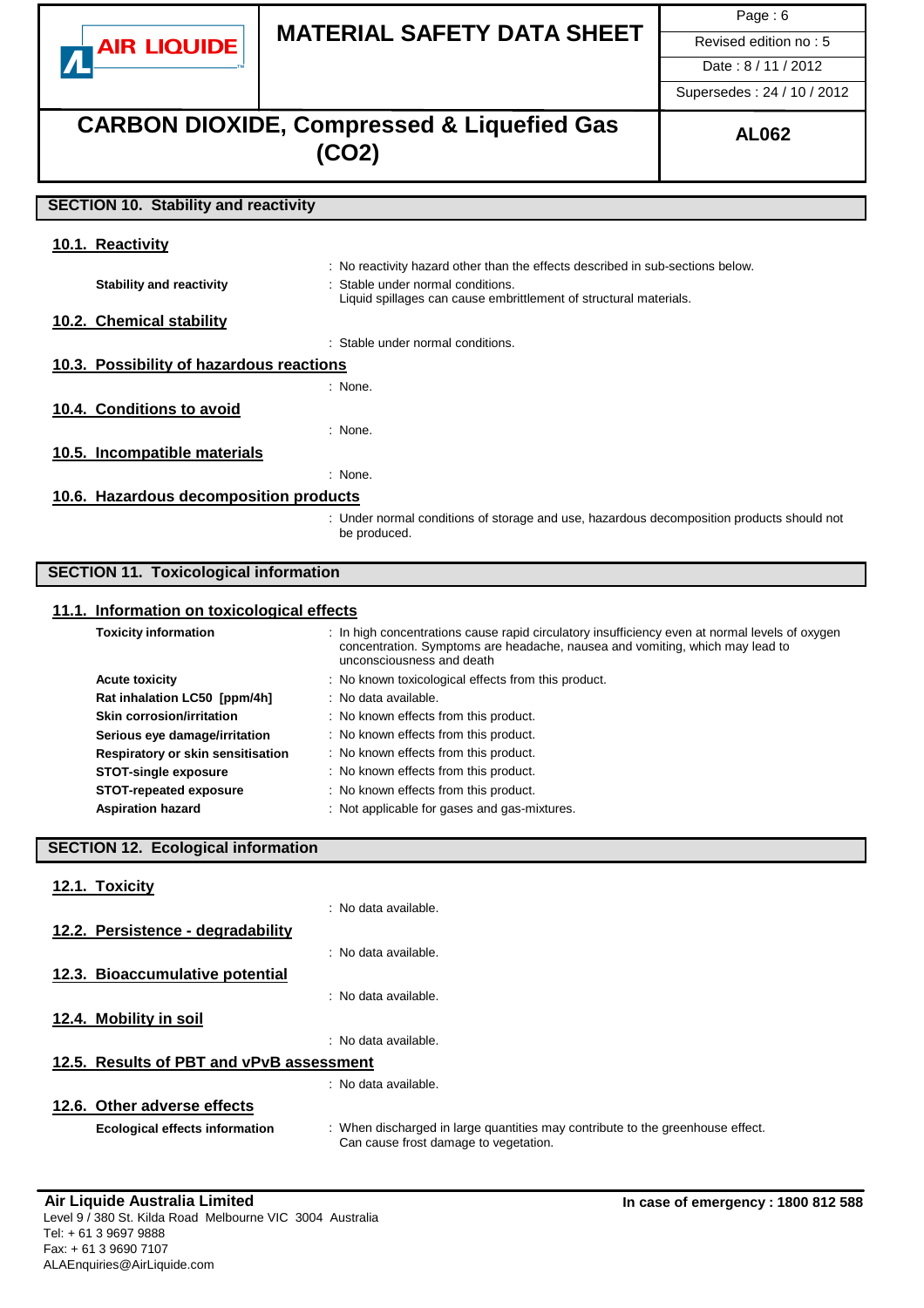## SECTION 10. Stability and reactivity

### 10.1. Reactivity

: No reactivity hazard other than the effects described in sub-sections below.

**Stability and reactivity** : Stable under normal conditions.
Liquid spillages can cause embrittlement of structural materials.

### 10.2. Chemical stability

: Stable under normal conditions.

### 10.3. Possibility of hazardous reactions

: None.

### 10.4. Conditions to avoid

: None.

### 10.5. Incompatible materials

: None.

### 10.6. Hazardous decomposition products

: Under normal conditions of storage and use, hazardous decomposition products should not be produced.

## SECTION 11. Toxicological information

### 11.1. Information on toxicological effects

| | |
|---|---|
| **Toxicity information** | : In high concentrations cause rapid circulatory insufficiency even at normal levels of oxygen concentration. Symptoms are headache, nausea and vomiting, which may lead to unconsciousness and death |
| **Acute toxicity** | : No known toxicological effects from this product. |
| **Rat inhalation LC50 [ppm/4h]** | : No data available. |
| **Skin corrosion/irritation** | : No known effects from this product. |
| **Serious eye damage/irritation** | : No known effects from this product. |
| **Respiratory or skin sensitisation** | : No known effects from this product. |
| **STOT-single exposure** | : No known effects from this product. |
| **STOT-repeated exposure** | : No known effects from this product. |
| **Aspiration hazard** | : Not applicable for gases and gas-mixtures. |

## SECTION 12. Ecological information

### 12.1. Toxicity

: No data available.

### 12.2. Persistence - degradability

: No data available.

### 12.3. Bioaccumulative potential

: No data available.

### 12.4. Mobility in soil

: No data available.

### 12.5. Results of PBT and vPvB assessment

: No data available.

### 12.6. Other adverse effects

**Ecological effects information** : When discharged in large quantities may contribute to the greenhouse effect.
Can cause frost damage to vegetation.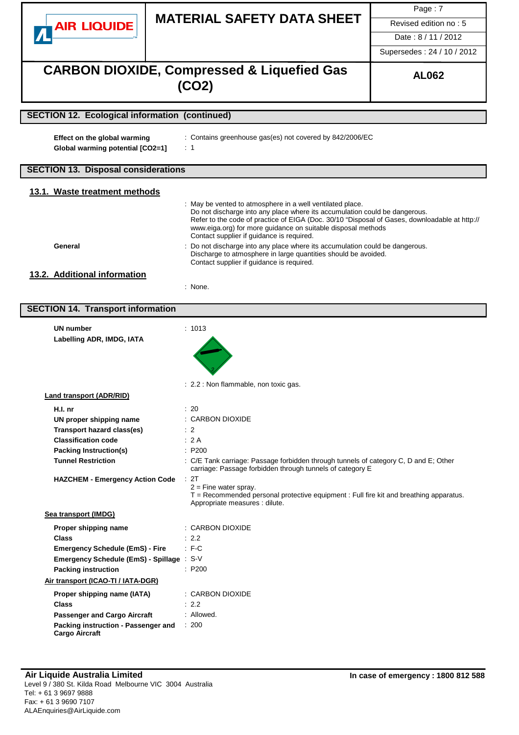## SECTION 12. Ecological information (continued)

**Effect on the global warming** : Contains greenhouse gas(es) not covered by 842/2006/EC

**Global warming potential [CO2=1]** : 1

## SECTION 13. Disposal considerations

### 13.1. Waste treatment methods

: May be vented to atmosphere in a well ventilated place.
Do not discharge into any place where its accumulation could be dangerous.
Refer to the code of practice of EIGA (Doc. 30/10 "Disposal of Gases, downloadable at http://www.eiga.org) for more guidance on suitable disposal methods
Contact supplier if guidance is required.

**General** : Do not discharge into any place where its accumulation could be dangerous.
Discharge to atmosphere in large quantities should be avoided.
Contact supplier if guidance is required.

### 13.2. Additional information

: None.

## SECTION 14. Transport information

**UN number** : 1013

**Labelling ADR, IMDG, IATA**

: 2.2 : Non flammable, non toxic gas.

**Land transport (ADR/RID)**

| | |
|---|---|
| **H.I. nr** | : 20 |
| **UN proper shipping name** | : CARBON DIOXIDE |
| **Transport hazard class(es)** | : 2 |
| **Classification code** | : 2 A |
| **Packing Instruction(s)** | : P200 |
| **Tunnel Restriction** | : C/E Tank carriage: Passage forbidden through tunnels of category C, D and E; Other carriage: Passage forbidden through tunnels of category E |
| **HAZCHEM - Emergency Action Code** | : 2T<br>2 = Fine water spray.<br>T = Recommended personal protective equipment : Full fire kit and breathing apparatus. Appropriate measures : dilute. |

**Sea transport (IMDG)**

| | |
|---|---|
| **Proper shipping name** | : CARBON DIOXIDE |
| **Class** | : 2.2 |
| **Emergency Schedule (EmS) - Fire** | : F-C |
| **Emergency Schedule (EmS) - Spillage** | : S-V |
| **Packing instruction** | : P200 |

**Air transport (ICAO-TI / IATA-DGR)**

| | |
|---|---|
| **Proper shipping name (IATA)** | : CARBON DIOXIDE |
| **Class** | : 2.2 |
| **Passenger and Cargo Aircraft** | : Allowed. |
| **Packing instruction - Passenger and Cargo Aircraft** | : 200 |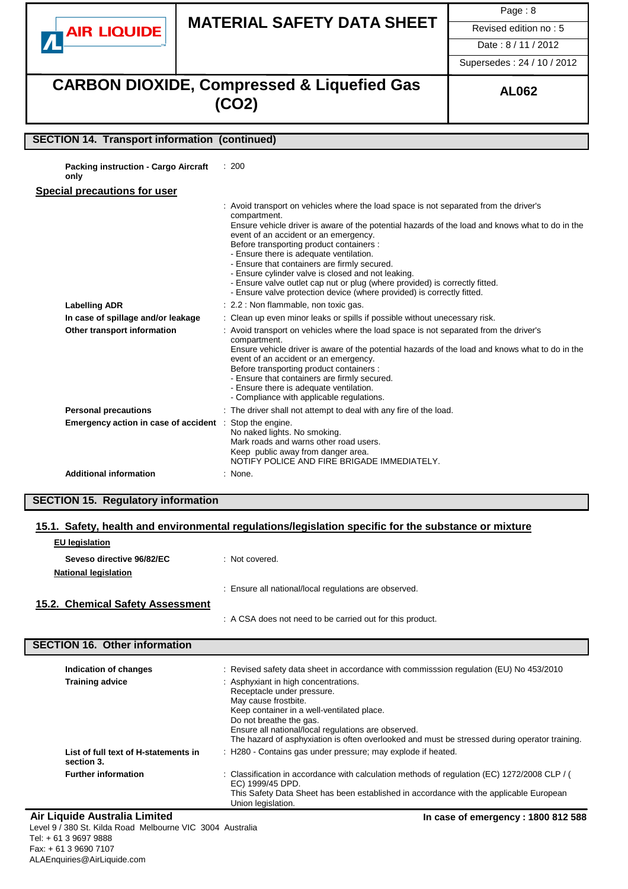## SECTION 14. Transport information (continued)

**Packing instruction - Cargo Aircraft only** : 200

**Special precautions for user**

: Avoid transport on vehicles where the load space is not separated from the driver's compartment.
Ensure vehicle driver is aware of the potential hazards of the load and knows what to do in the event of an accident or an emergency.
Before transporting product containers :
- Ensure there is adequate ventilation.
- Ensure that containers are firmly secured.
- Ensure cylinder valve is closed and not leaking.
- Ensure valve outlet cap nut or plug (where provided) is correctly fitted.
- Ensure valve protection device (where provided) is correctly fitted.

**Labelling ADR** : 2.2 : Non flammable, non toxic gas.

**In case of spillage and/or leakage** : Clean up even minor leaks or spills if possible without unecessary risk.

**Other transport information** : Avoid transport on vehicles where the load space is not separated from the driver's compartment.
Ensure vehicle driver is aware of the potential hazards of the load and knows what to do in the event of an accident or an emergency.
Before transporting product containers :
- Ensure that containers are firmly secured.
- Ensure there is adequate ventilation.
- Compliance with applicable regulations.

**Personal precautions** : The driver shall not attempt to deal with any fire of the load.

**Emergency action in case of accident** : Stop the engine.
No naked lights. No smoking.
Mark roads and warns other road users.
Keep public away from danger area.
NOTIFY POLICE AND FIRE BRIGADE IMMEDIATELY.

**Additional information** : None.

## SECTION 15. Regulatory information

### 15.1. Safety, health and environmental regulations/legislation specific for the substance or mixture

**EU legislation**

**Seveso directive 96/82/EC** : Not covered.

**National legislation**

: Ensure all national/local regulations are observed.

### 15.2. Chemical Safety Assessment

: A CSA does not need to be carried out for this product.

## SECTION 16. Other information

**Indication of changes** : Revised safety data sheet in accordance with commisssion regulation (EU) No 453/2010

**Training advice** : Asphyxiant in high concentrations.
Receptacle under pressure.
May cause frostbite.
Keep container in a well-ventilated place.
Do not breathe the gas.
Ensure all national/local regulations are observed.
The hazard of asphyxiation is often overlooked and must be stressed during operator training.

**List of full text of H-statements in section 3.** : H280 - Contains gas under pressure; may explode if heated.

**Further information** : Classification in accordance with calculation methods of regulation (EC) 1272/2008 CLP / (EC) 1999/45 DPD.
This Safety Data Sheet has been established in accordance with the applicable European Union legislation.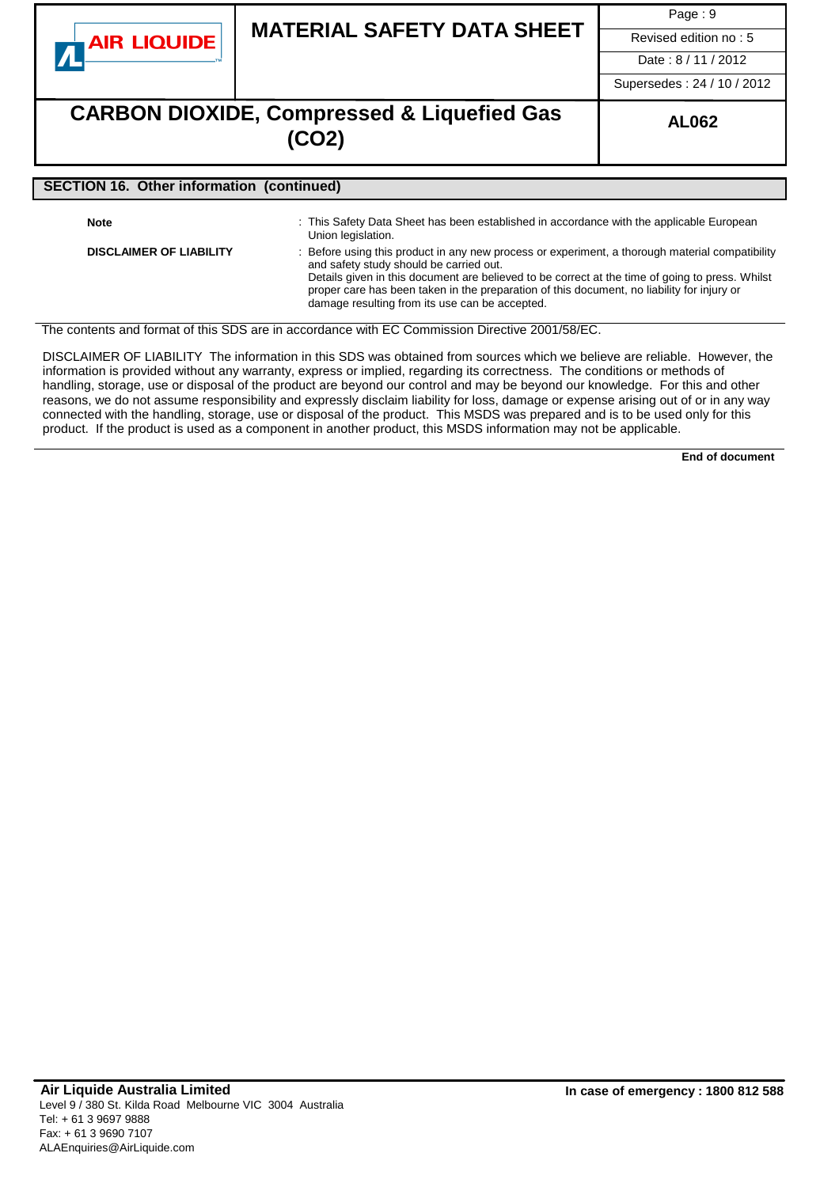## SECTION 16. Other information (continued)

| | |
|---|---|
| **Note** | : This Safety Data Sheet has been established in accordance with the applicable European Union legislation. |
| **DISCLAIMER OF LIABILITY** | : Before using this product in any new process or experiment, a thorough material compatibility and safety study should be carried out. Details given in this document are believed to be correct at the time of going to press. Whilst proper care has been taken in the preparation of this document, no liability for injury or damage resulting from its use can be accepted. |

The contents and format of this SDS are in accordance with EC Commission Directive 2001/58/EC.

DISCLAIMER OF LIABILITY The information in this SDS was obtained from sources which we believe are reliable. However, the information is provided without any warranty, express or implied, regarding its correctness. The conditions or methods of handling, storage, use or disposal of the product are beyond our control and may be beyond our knowledge. For this and other reasons, we do not assume responsibility and expressly disclaim liability for loss, damage or expense arising out of or in any way connected with the handling, storage, use or disposal of the product. This MSDS was prepared and is to be used only for this product. If the product is used as a component in another product, this MSDS information may not be applicable.

**End of document**